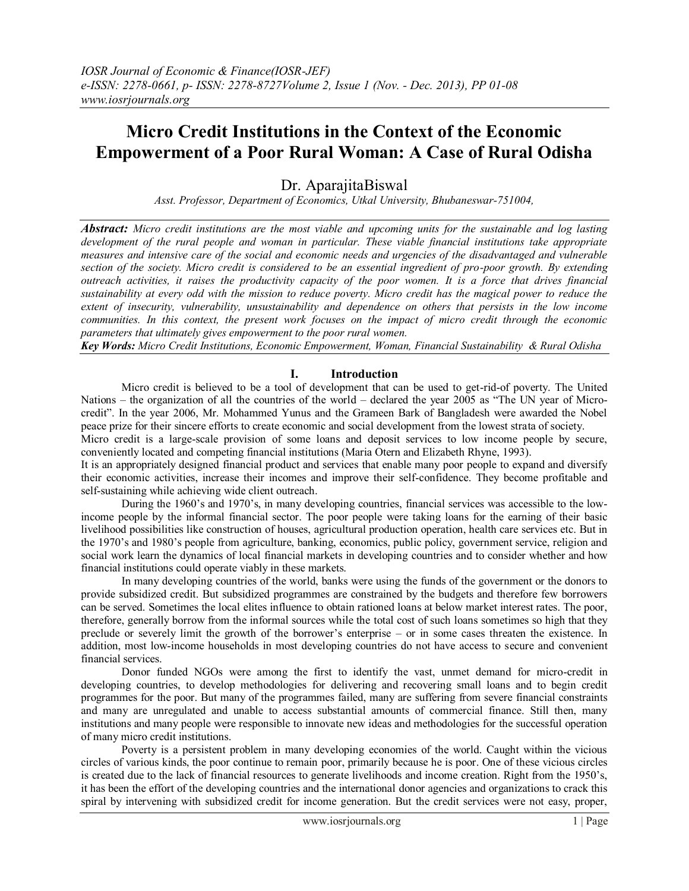# Micro Credit Institutions in the Context of the Economic Empowerment of a Poor Rural Woman: A Case of Rural Odisha

Dr. AparajitaBiswal

*Asst. Professor, Department of Economics, Utkal University, Bhubaneswar-751004,*

***Abstract:*** *Micro credit institutions are the most viable and upcoming units for the sustainable and log lasting development of the rural people and woman in particular. These viable financial institutions take appropriate measures and intensive care of the social and economic needs and urgencies of the disadvantaged and vulnerable section of the society. Micro credit is considered to be an essential ingredient of pro-poor growth. By extending outreach activities, it raises the productivity capacity of the poor women. It is a force that drives financial sustainability at every odd with the mission to reduce poverty. Micro credit has the magical power to reduce the extent of insecurity, vulnerability, unsustainability and dependence on others that persists in the low income communities. In this context, the present work focuses on the impact of micro credit through the economic parameters that ultimately gives empowerment to the poor rural women.*

***Key Words:*** *Micro Credit Institutions, Economic Empowerment, Woman, Financial Sustainability & Rural Odisha*

## I. Introduction

Micro credit is believed to be a tool of development that can be used to get-rid-of poverty. The United Nations – the organization of all the countries of the world – declared the year 2005 as "The UN year of Micro-credit". In the year 2006, Mr. Mohammed Yunus and the Grameen Bark of Bangladesh were awarded the Nobel peace prize for their sincere efforts to create economic and social development from the lowest strata of society.

Micro credit is a large-scale provision of some loans and deposit services to low income people by secure, conveniently located and competing financial institutions (Maria Otern and Elizabeth Rhyne, 1993).

It is an appropriately designed financial product and services that enable many poor people to expand and diversify their economic activities, increase their incomes and improve their self-confidence. They become profitable and self-sustaining while achieving wide client outreach.

During the 1960's and 1970's, in many developing countries, financial services was accessible to the low-income people by the informal financial sector. The poor people were taking loans for the earning of their basic livelihood possibilities like construction of houses, agricultural production operation, health care services etc. But in the 1970's and 1980's people from agriculture, banking, economics, public policy, government service, religion and social work learn the dynamics of local financial markets in developing countries and to consider whether and how financial institutions could operate viably in these markets.

In many developing countries of the world, banks were using the funds of the government or the donors to provide subsidized credit. But subsidized programmes are constrained by the budgets and therefore few borrowers can be served. Sometimes the local elites influence to obtain rationed loans at below market interest rates. The poor, therefore, generally borrow from the informal sources while the total cost of such loans sometimes so high that they preclude or severely limit the growth of the borrower's enterprise – or in some cases threaten the existence. In addition, most low-income households in most developing countries do not have access to secure and convenient financial services.

Donor funded NGOs were among the first to identify the vast, unmet demand for micro-credit in developing countries, to develop methodologies for delivering and recovering small loans and to begin credit programmes for the poor. But many of the programmes failed, many are suffering from severe financial constraints and many are unregulated and unable to access substantial amounts of commercial finance. Still then, many institutions and many people were responsible to innovate new ideas and methodologies for the successful operation of many micro credit institutions.

Poverty is a persistent problem in many developing economies of the world. Caught within the vicious circles of various kinds, the poor continue to remain poor, primarily because he is poor. One of these vicious circles is created due to the lack of financial resources to generate livelihoods and income creation. Right from the 1950's, it has been the effort of the developing countries and the international donor agencies and organizations to crack this spiral by intervening with subsidized credit for income generation. But the credit services were not easy, proper,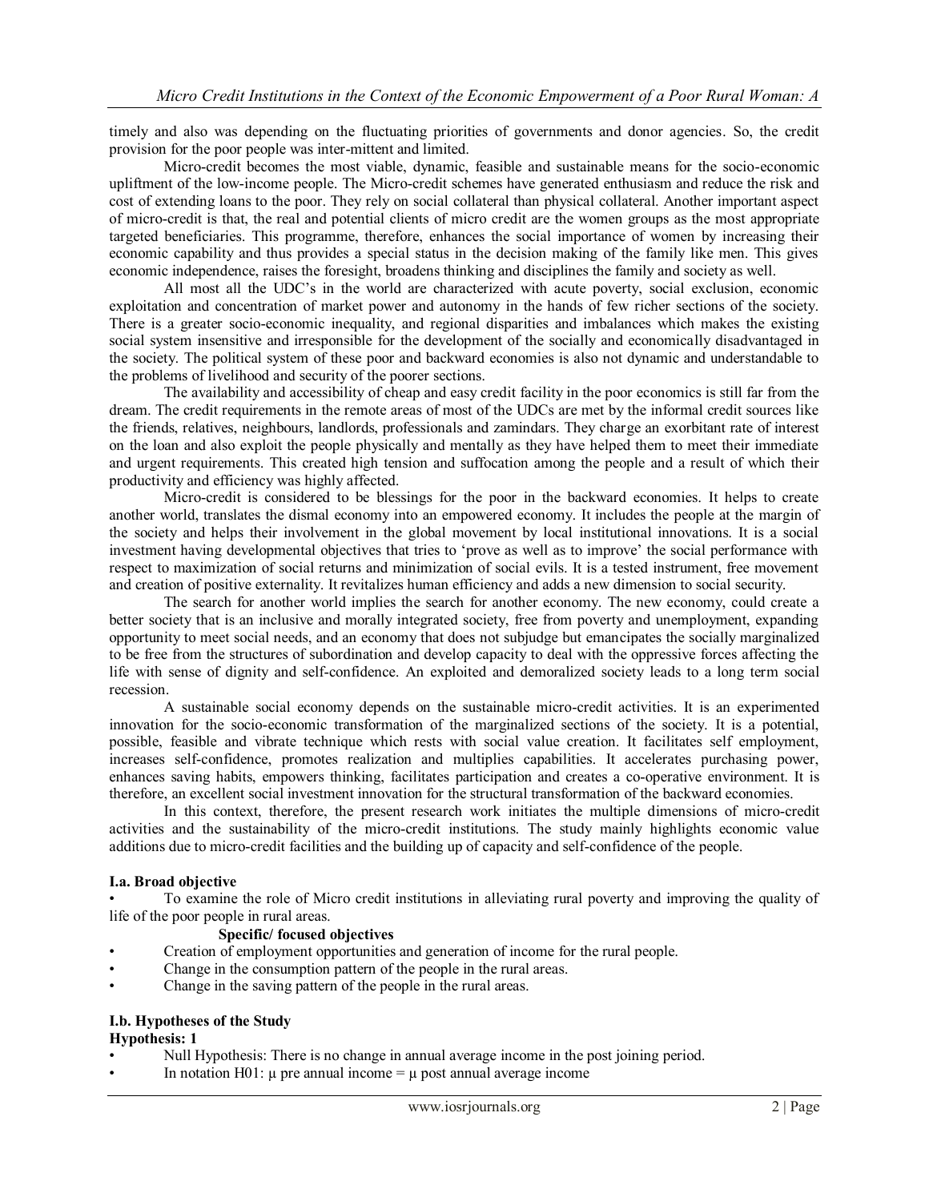timely and also was depending on the fluctuating priorities of governments and donor agencies. So, the credit provision for the poor people was inter-mittent and limited.

Micro-credit becomes the most viable, dynamic, feasible and sustainable means for the socio-economic upliftment of the low-income people. The Micro-credit schemes have generated enthusiasm and reduce the risk and cost of extending loans to the poor. They rely on social collateral than physical collateral. Another important aspect of micro-credit is that, the real and potential clients of micro credit are the women groups as the most appropriate targeted beneficiaries. This programme, therefore, enhances the social importance of women by increasing their economic capability and thus provides a special status in the decision making of the family like men. This gives economic independence, raises the foresight, broadens thinking and disciplines the family and society as well.

All most all the UDC's in the world are characterized with acute poverty, social exclusion, economic exploitation and concentration of market power and autonomy in the hands of few richer sections of the society. There is a greater socio-economic inequality, and regional disparities and imbalances which makes the existing social system insensitive and irresponsible for the development of the socially and economically disadvantaged in the society. The political system of these poor and backward economies is also not dynamic and understandable to the problems of livelihood and security of the poorer sections.

The availability and accessibility of cheap and easy credit facility in the poor economics is still far from the dream. The credit requirements in the remote areas of most of the UDCs are met by the informal credit sources like the friends, relatives, neighbours, landlords, professionals and zamindars. They charge an exorbitant rate of interest on the loan and also exploit the people physically and mentally as they have helped them to meet their immediate and urgent requirements. This created high tension and suffocation among the people and a result of which their productivity and efficiency was highly affected.

Micro-credit is considered to be blessings for the poor in the backward economies. It helps to create another world, translates the dismal economy into an empowered economy. It includes the people at the margin of the society and helps their involvement in the global movement by local institutional innovations. It is a social investment having developmental objectives that tries to 'prove as well as to improve' the social performance with respect to maximization of social returns and minimization of social evils. It is a tested instrument, free movement and creation of positive externality. It revitalizes human efficiency and adds a new dimension to social security.

The search for another world implies the search for another economy. The new economy, could create a better society that is an inclusive and morally integrated society, free from poverty and unemployment, expanding opportunity to meet social needs, and an economy that does not subjudge but emancipates the socially marginalized to be free from the structures of subordination and develop capacity to deal with the oppressive forces affecting the life with sense of dignity and self-confidence. An exploited and demoralized society leads to a long term social recession.

A sustainable social economy depends on the sustainable micro-credit activities. It is an experimented innovation for the socio-economic transformation of the marginalized sections of the society. It is a potential, possible, feasible and vibrate technique which rests with social value creation. It facilitates self employment, increases self-confidence, promotes realization and multiplies capabilities. It accelerates purchasing power, enhances saving habits, empowers thinking, facilitates participation and creates a co-operative environment. It is therefore, an excellent social investment innovation for the structural transformation of the backward economies.

In this context, therefore, the present research work initiates the multiple dimensions of micro-credit activities and the sustainability of the micro-credit institutions. The study mainly highlights economic value additions due to micro-credit facilities and the building up of capacity and self-confidence of the people.

**I.a. Broad objective**

- To examine the role of Micro credit institutions in alleviating rural poverty and improving the quality of life of the poor people in rural areas.

**Specific/ focused objectives**

- Creation of employment opportunities and generation of income for the rural people.
- Change in the consumption pattern of the people in the rural areas.
- Change in the saving pattern of the people in the rural areas.

**I.b. Hypotheses of the Study**

**Hypothesis: 1**

- Null Hypothesis: There is no change in annual average income in the post joining period.
- In notation H01: $\mu$ pre annual income = $\mu$ post annual average income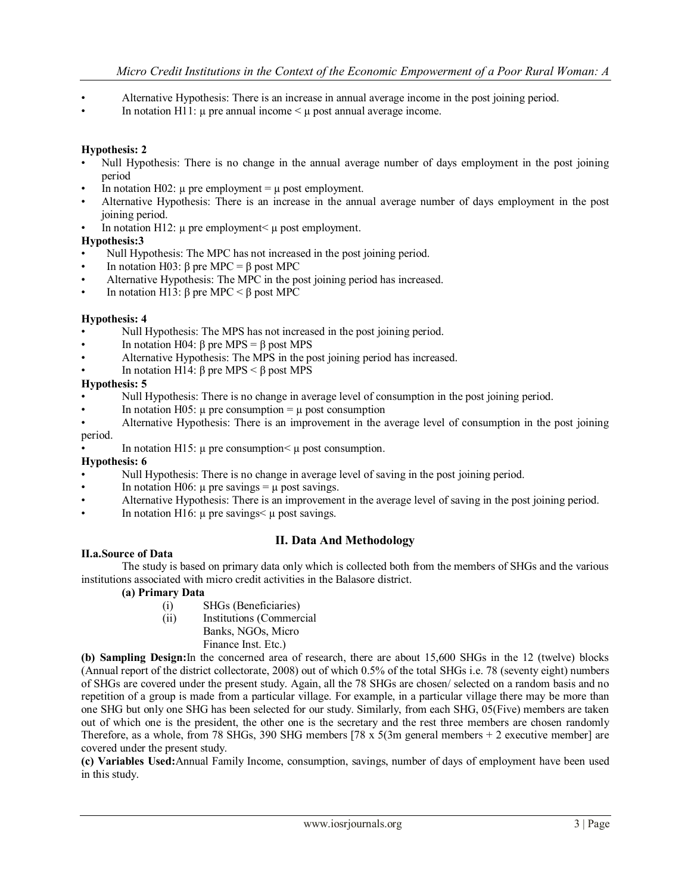- Alternative Hypothesis: There is an increase in annual average income in the post joining period.
- In notation H11: μ pre annual income < μ post annual average income.

**Hypothesis: 2**

- Null Hypothesis: There is no change in the annual average number of days employment in the post joining period
- In notation H02: μ pre employment = μ post employment.
- Alternative Hypothesis: There is an increase in the annual average number of days employment in the post joining period.
- In notation H12: μ pre employment< μ post employment.

**Hypothesis:3**

- Null Hypothesis: The MPC has not increased in the post joining period.
- In notation H03: β pre MPC = β post MPC
- Alternative Hypothesis: The MPC in the post joining period has increased.
- In notation H13: β pre MPC < β post MPC

**Hypothesis: 4**

- Null Hypothesis: The MPS has not increased in the post joining period.
- In notation H04: β pre MPS = β post MPS
- Alternative Hypothesis: The MPS in the post joining period has increased.
- In notation H14: β pre MPS < β post MPS

**Hypothesis: 5**

- Null Hypothesis: There is no change in average level of consumption in the post joining period.
- In notation H05: μ pre consumption = μ post consumption
- Alternative Hypothesis: There is an improvement in the average level of consumption in the post joining period.
- In notation H15: μ pre consumption< μ post consumption.

**Hypothesis: 6**

- Null Hypothesis: There is no change in average level of saving in the post joining period.
- In notation H06: μ pre savings = μ post savings.
- Alternative Hypothesis: There is an improvement in the average level of saving in the post joining period.
- In notation H16: μ pre savings< μ post savings.

## II. Data And Methodology

**II.a.Source of Data**

The study is based on primary data only which is collected both from the members of SHGs and the various institutions associated with micro credit activities in the Balasore district.

**(a) Primary Data**

(i) SHGs (Beneficiaries)
(ii) Institutions (Commercial Banks, NGOs, Micro Finance Inst. Etc.)

**(b) Sampling Design:** In the concerned area of research, there are about 15,600 SHGs in the 12 (twelve) blocks (Annual report of the district collectorate, 2008) out of which 0.5% of the total SHGs i.e. 78 (seventy eight) numbers of SHGs are covered under the present study. Again, all the 78 SHGs are chosen/ selected on a random basis and no repetition of a group is made from a particular village. For example, in a particular village there may be more than one SHG but only one SHG has been selected for our study. Similarly, from each SHG, 05(Five) members are taken out of which one is the president, the other one is the secretary and the rest three members are chosen randomly Therefore, as a whole, from 78 SHGs, 390 SHG members [78 x 5(3m general members + 2 executive member] are covered under the present study.

**(c) Variables Used:** Annual Family Income, consumption, savings, number of days of employment have been used in this study.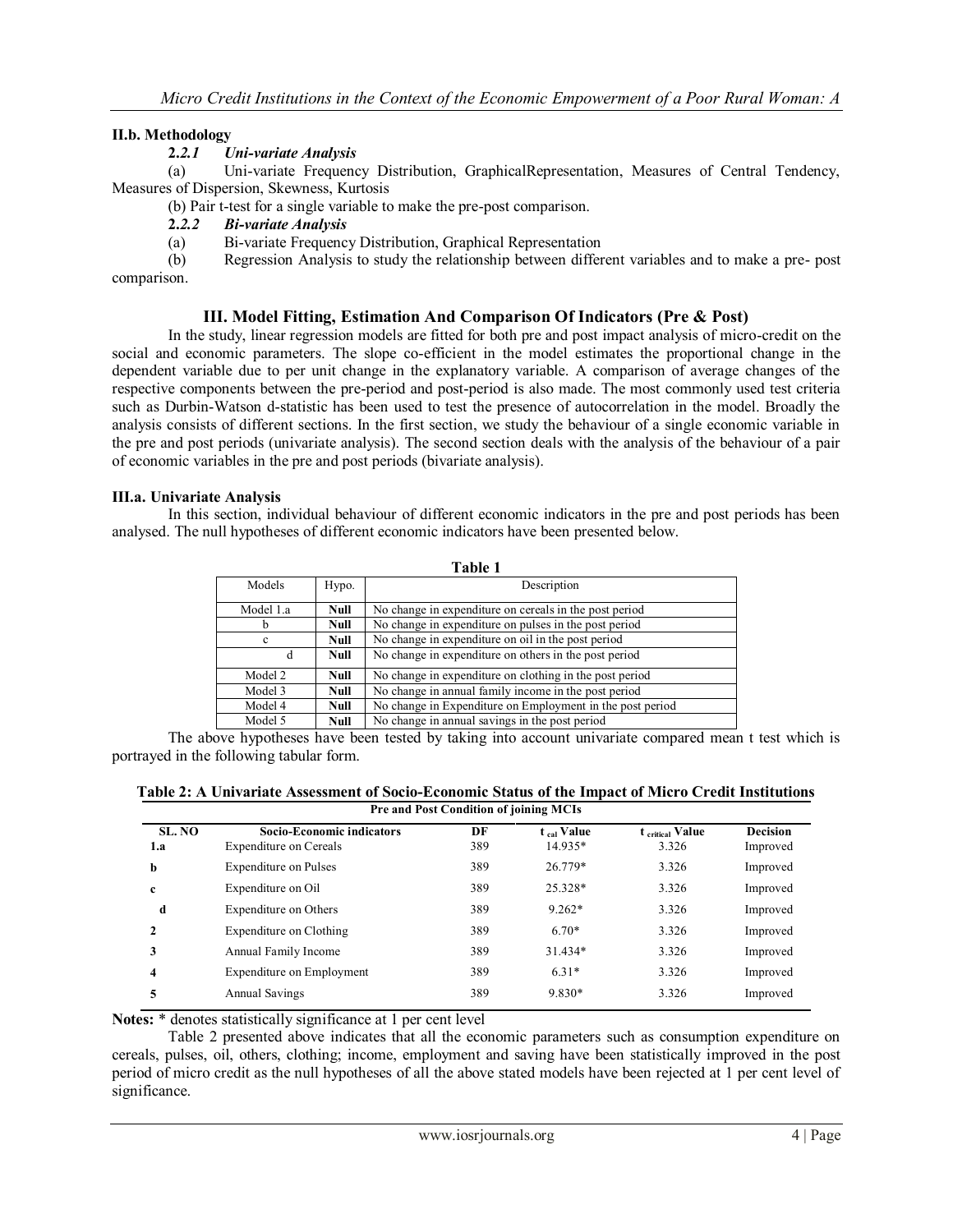### II.b. Methodology

**2.2.1** ***Uni-variate Analysis***

(a) Uni-variate Frequency Distribution, GraphicalRepresentation, Measures of Central Tendency, Measures of Dispersion, Skewness, Kurtosis

(b) Pair t-test for a single variable to make the pre-post comparison.

**2.2.2** ***Bi-variate Analysis***

(a) Bi-variate Frequency Distribution, Graphical Representation

(b) Regression Analysis to study the relationship between different variables and to make a pre- post comparison.

## III. Model Fitting, Estimation And Comparison Of Indicators (Pre & Post)

In the study, linear regression models are fitted for both pre and post impact analysis of micro-credit on the social and economic parameters. The slope co-efficient in the model estimates the proportional change in the dependent variable due to per unit change in the explanatory variable. A comparison of average changes of the respective components between the pre-period and post-period is also made. The most commonly used test criteria such as Durbin-Watson d-statistic has been used to test the presence of autocorrelation in the model. Broadly the analysis consists of different sections. In the first section, we study the behaviour of a single economic variable in the pre and post periods (univariate analysis). The second section deals with the analysis of the behaviour of a pair of economic variables in the pre and post periods (bivariate analysis).

### III.a. Univariate Analysis

In this section, individual behaviour of different economic indicators in the pre and post periods has been analysed. The null hypotheses of different economic indicators have been presented below.

**Table 1**

| Models | Hypo. | Description |
|---|---|---|
| Model 1.a | **Null** | No change in expenditure on cereals in the post period |
| b | **Null** | No change in expenditure on pulses in the post period |
| c | **Null** | No change in expenditure on oil in the post period |
| d | **Null** | No change in expenditure on others in the post period |
| Model 2 | **Null** | No change in expenditure on clothing in the post period |
| Model 3 | **Null** | No change in annual family income in the post period |
| Model 4 | **Null** | No change in Expenditure on Employment in the post period |
| Model 5 | **Null** | No change in annual savings in the post period |

The above hypotheses have been tested by taking into account univariate compared mean t test which is portrayed in the following tabular form.

**Table 2: A Univariate Assessment of Socio-Economic Status of the Impact of Micro Credit Institutions Pre and Post Condition of joining MCIs**

| SL. NO | Socio-Economic indicators | DF | $t_{cal}$ Value | $t_{critical}$ Value | Decision |
|---|---|---|---|---|---|
| 1.a | Expenditure on Cereals | 389 | 14.935* | 3.326 | Improved |
| b | Expenditure on Pulses | 389 | 26.779* | 3.326 | Improved |
| c | Expenditure on Oil | 389 | 25.328* | 3.326 | Improved |
| d | Expenditure on Others | 389 | 9.262* | 3.326 | Improved |
| 2 | Expenditure on Clothing | 389 | 6.70* | 3.326 | Improved |
| 3 | Annual Family Income | 389 | 31.434* | 3.326 | Improved |
| 4 | Expenditure on Employment | 389 | 6.31* | 3.326 | Improved |
| 5 | Annual Savings | 389 | 9.830* | 3.326 | Improved |

**Notes:** * denotes statistically significance at 1 per cent level

Table 2 presented above indicates that all the economic parameters such as consumption expenditure on cereals, pulses, oil, others, clothing; income, employment and saving have been statistically improved in the post period of micro credit as the null hypotheses of all the above stated models have been rejected at 1 per cent level of significance.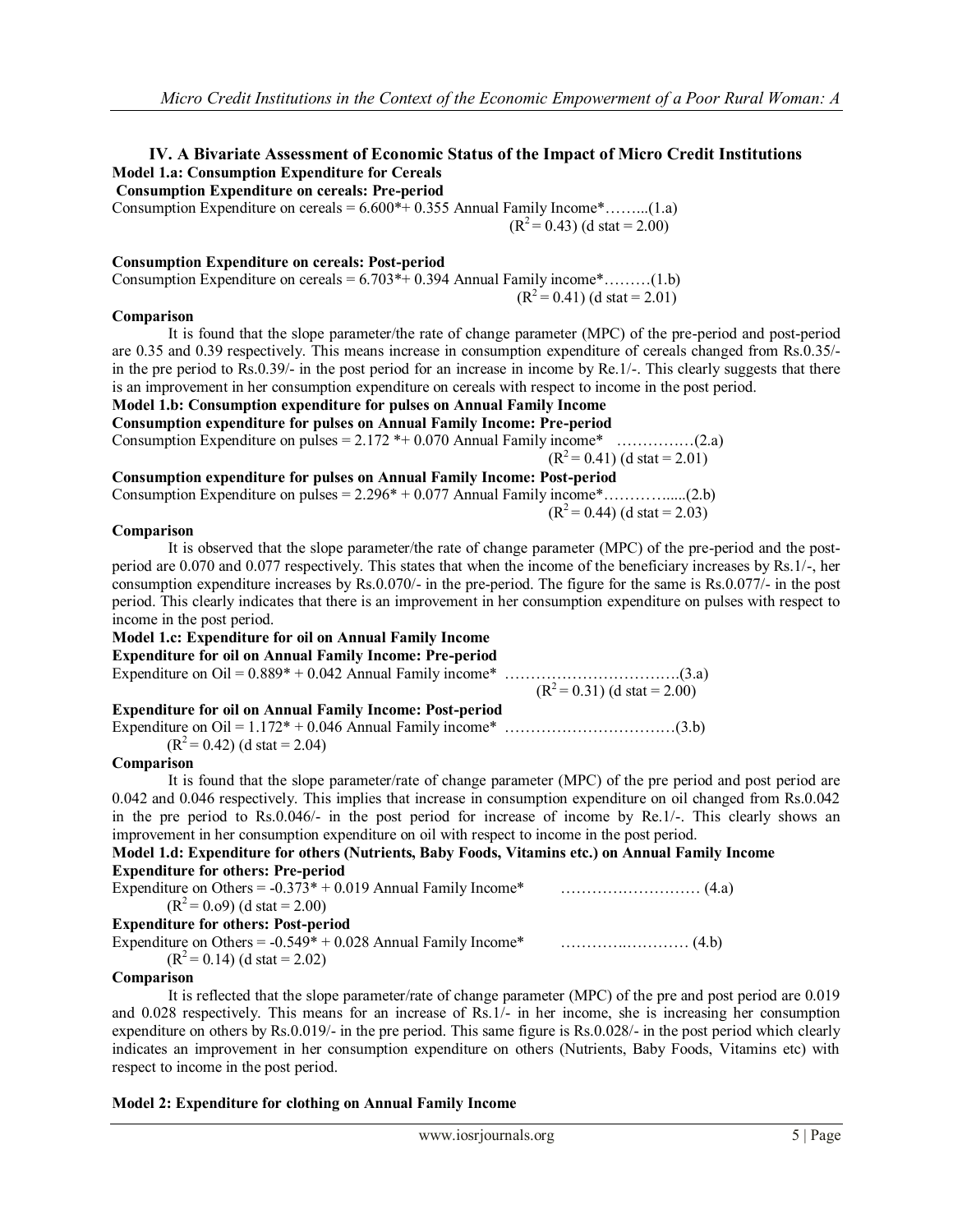## IV. A Bivariate Assessment of Economic Status of the Impact of Micro Credit Institutions

**Model 1.a: Consumption Expenditure for Cereals**

**Consumption Expenditure on cereals: Pre-period**

Consumption Expenditure on cereals = 6.600*+ 0.355 Annual Family Income*……...(1.a)

($R^2 = 0.43$) (d stat = 2.00)

**Consumption Expenditure on cereals: Post-period**

Consumption Expenditure on cereals = 6.703*+ 0.394 Annual Family income*………(1.b)

($R^2 = 0.41$) (d stat = 2.01)

**Comparison**

It is found that the slope parameter/the rate of change parameter (MPC) of the pre-period and post-period are 0.35 and 0.39 respectively. This means increase in consumption expenditure of cereals changed from Rs.0.35/- in the pre period to Rs.0.39/- in the post period for an increase in income by Re.1/-. This clearly suggests that there is an improvement in her consumption expenditure on cereals with respect to income in the post period.

**Model 1.b: Consumption expenditure for pulses on Annual Family Income**

**Consumption expenditure for pulses on Annual Family Income: Pre-period**

Consumption Expenditure on pulses = 2.172 *+ 0.070 Annual Family income* ……………(2.a)

($R^2 = 0.41$) (d stat = 2.01)

**Consumption expenditure for pulses on Annual Family Income: Post-period**

Consumption Expenditure on pulses = 2.296* + 0.077 Annual Family income*………….....(2.b)

($R^2 = 0.44$) (d stat = 2.03)

**Comparison**

It is observed that the slope parameter/the rate of change parameter (MPC) of the pre-period and the post-period are 0.070 and 0.077 respectively. This states that when the income of the beneficiary increases by Rs.1/-, her consumption expenditure increases by Rs.0.070/- in the pre-period. The figure for the same is Rs.0.077/- in the post period. This clearly indicates that there is an improvement in her consumption expenditure on pulses with respect to income in the post period.

**Model 1.c: Expenditure for oil on Annual Family Income**

**Expenditure for oil on Annual Family Income: Pre-period**

Expenditure on Oil = 0.889* + 0.042 Annual Family income* …………………………….(3.a)

($R^2 = 0.31$) (d stat = 2.00)

**Expenditure for oil on Annual Family Income: Post-period**

Expenditure on Oil = 1.172* + 0.046 Annual Family income* ……………………………(3.b)

($R^2 = 0.42$) (d stat = 2.04)

**Comparison**

It is found that the slope parameter/rate of change parameter (MPC) of the pre period and post period are 0.042 and 0.046 respectively. This implies that increase in consumption expenditure on oil changed from Rs.0.042 in the pre period to Rs.0.046/- in the post period for increase of income by Re.1/-. This clearly shows an improvement in her consumption expenditure on oil with respect to income in the post period.

**Model 1.d: Expenditure for others (Nutrients, Baby Foods, Vitamins etc.) on Annual Family Income**

**Expenditure for others: Pre-period**

Expenditure on Others = -0.373* + 0.019 Annual Family Income* ……………………… (4.a)

($R^2 = 0.o9$) (d stat = 2.00)

**Expenditure for others: Post-period**

Expenditure on Others = -0.549* + 0.028 Annual Family Income* ………….………… (4.b)

($R^2 = 0.14$) (d stat = 2.02)

**Comparison**

It is reflected that the slope parameter/rate of change parameter (MPC) of the pre and post period are 0.019 and 0.028 respectively. This means for an increase of Rs.1/- in her income, she is increasing her consumption expenditure on others by Rs.0.019/- in the pre period. This same figure is Rs.0.028/- in the post period which clearly indicates an improvement in her consumption expenditure on others (Nutrients, Baby Foods, Vitamins etc) with respect to income in the post period.

**Model 2: Expenditure for clothing on Annual Family Income**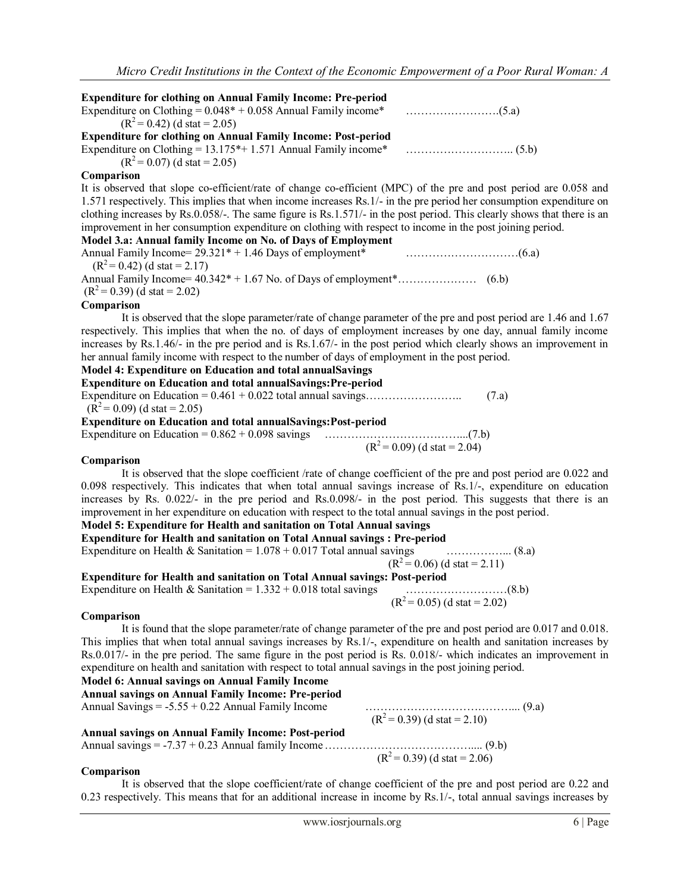**Expenditure for clothing on Annual Family Income: Pre-period**

Expenditure on Clothing = 0.048* + 0.058 Annual Family income* …………………….(5.a)

($R^2 = 0.42$) (d stat = 2.05)

**Expenditure for clothing on Annual Family Income: Post-period**

Expenditure on Clothing = 13.175*+ 1.571 Annual Family income* ……………………….. (5.b)

($R^2 = 0.07$) (d stat = 2.05)

**Comparison**

It is observed that slope co-efficient/rate of change co-efficient (MPC) of the pre and post period are 0.058 and 1.571 respectively. This implies that when income increases Rs.1/- in the pre period her consumption expenditure on clothing increases by Rs.0.058/-. The same figure is Rs.1.571/- in the post period. This clearly shows that there is an improvement in her consumption expenditure on clothing with respect to income in the post joining period.

**Model 3.a: Annual family Income on No. of Days of Employment**

Annual Family Income= 29.321* + 1.46 Days of employment* …………………………(6.a)

($R^2 = 0.42$) (d stat = 2.17)

Annual Family Income= 40.342* + 1.67 No. of Days of employment*………………… (6.b)

($R^2 = 0.39$) (d stat = 2.02)

**Comparison**

It is observed that the slope parameter/rate of change parameter of the pre and post period are 1.46 and 1.67 respectively. This implies that when the no. of days of employment increases by one day, annual family income increases by Rs.1.46/- in the pre period and is Rs.1.67/- in the post period which clearly shows an improvement in her annual family income with respect to the number of days of employment in the post period.

**Model 4: Expenditure on Education and total annualSavings**

**Expenditure on Education and total annualSavings:Pre-period**

Expenditure on Education = 0.461 + 0.022 total annual savings…………………….. (7.a)

($R^2 = 0.09$) (d stat = 2.05)

**Expenditure on Education and total annualSavings:Post-period**

Expenditure on Education = 0.862 + 0.098 savings ………………………………...(7.b)

($R^2 = 0.09$) (d stat = 2.04)

**Comparison**

It is observed that the slope coefficient /rate of change coefficient of the pre and post period are 0.022 and 0.098 respectively. This indicates that when total annual savings increase of Rs.1/-, expenditure on education increases by Rs. 0.022/- in the pre period and Rs.0.098/- in the post period. This suggests that there is an improvement in her expenditure on education with respect to the total annual savings in the post period.

**Model 5: Expenditure for Health and sanitation on Total Annual savings**

**Expenditure for Health and sanitation on Total Annual savings : Pre-period**

Expenditure on Health & Sanitation = 1.078 + 0.017 Total annual savings ……………... (8.a)

($R^2 = 0.06$) (d stat = 2.11)

**Expenditure for Health and sanitation on Total Annual savings: Post-period**

Expenditure on Health & Sanitation = 1.332 + 0.018 total savings ………………………(8.b)

($R^2 = 0.05$) (d stat = 2.02)

**Comparison**

It is found that the slope parameter/rate of change parameter of the pre and post period are 0.017 and 0.018. This implies that when total annual savings increases by Rs.1/-, expenditure on health and sanitation increases by Rs.0.017/- in the pre period. The same figure in the post period is Rs. 0.018/- which indicates an improvement in expenditure on health and sanitation with respect to total annual savings in the post joining period.

**Model 6: Annual savings on Annual Family Income**

**Annual savings on Annual Family Income: Pre-period**

Annual Savings = -5.55 + 0.22 Annual Family Income …………………………………... (9.a)

($R^2 = 0.39$) (d stat = 2.10)

**Annual savings on Annual Family Income: Post-period**

Annual savings = -7.37 + 0.23 Annual family Income ………………………………..... (9.b)

($R^2 = 0.39$) (d stat = 2.06)

**Comparison**

It is observed that the slope coefficient/rate of change coefficient of the pre and post period are 0.22 and 0.23 respectively. This means that for an additional increase in income by Rs.1/-, total annual savings increases by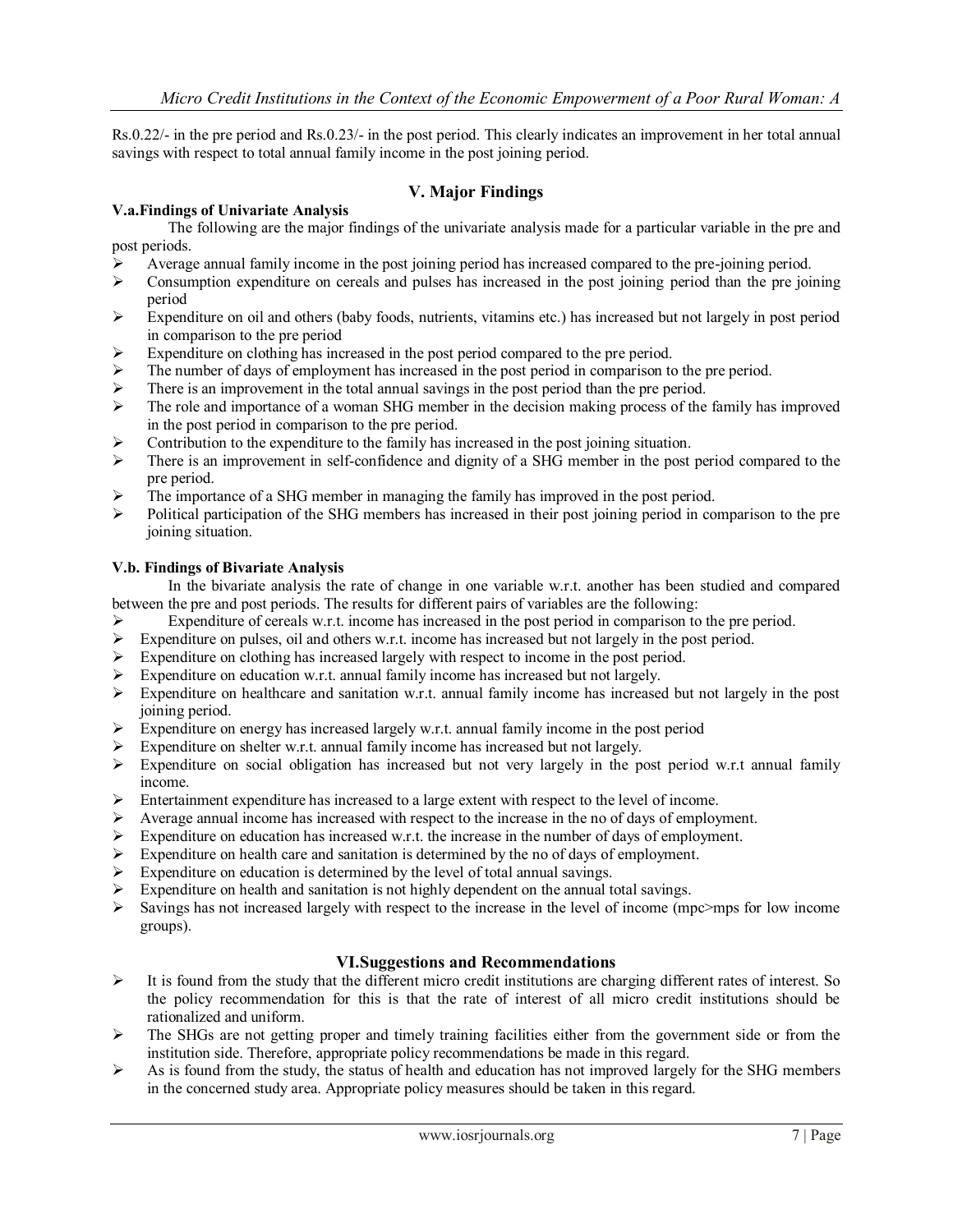Rs.0.22/- in the pre period and Rs.0.23/- in the post period. This clearly indicates an improvement in her total annual savings with respect to total annual family income in the post joining period.

## V. Major Findings

### V.a.Findings of Univariate Analysis

The following are the major findings of the univariate analysis made for a particular variable in the pre and post periods.

- Average annual family income in the post joining period has increased compared to the pre-joining period.
- Consumption expenditure on cereals and pulses has increased in the post joining period than the pre joining period
- Expenditure on oil and others (baby foods, nutrients, vitamins etc.) has increased but not largely in post period in comparison to the pre period
- Expenditure on clothing has increased in the post period compared to the pre period.
- The number of days of employment has increased in the post period in comparison to the pre period.
- There is an improvement in the total annual savings in the post period than the pre period.
- The role and importance of a woman SHG member in the decision making process of the family has improved in the post period in comparison to the pre period.
- Contribution to the expenditure to the family has increased in the post joining situation.
- There is an improvement in self-confidence and dignity of a SHG member in the post period compared to the pre period.
- The importance of a SHG member in managing the family has improved in the post period.
- Political participation of the SHG members has increased in their post joining period in comparison to the pre joining situation.

### V.b. Findings of Bivariate Analysis

In the bivariate analysis the rate of change in one variable w.r.t. another has been studied and compared between the pre and post periods. The results for different pairs of variables are the following:

- Expenditure of cereals w.r.t. income has increased in the post period in comparison to the pre period.
- Expenditure on pulses, oil and others w.r.t. income has increased but not largely in the post period.
- Expenditure on clothing has increased largely with respect to income in the post period.
- Expenditure on education w.r.t. annual family income has increased but not largely.
- Expenditure on healthcare and sanitation w.r.t. annual family income has increased but not largely in the post joining period.
- Expenditure on energy has increased largely w.r.t. annual family income in the post period
- Expenditure on shelter w.r.t. annual family income has increased but not largely.
- Expenditure on social obligation has increased but not very largely in the post period w.r.t annual family income.
- Entertainment expenditure has increased to a large extent with respect to the level of income.
- Average annual income has increased with respect to the increase in the no of days of employment.
- Expenditure on education has increased w.r.t. the increase in the number of days of employment.
- Expenditure on health care and sanitation is determined by the no of days of employment.
- Expenditure on education is determined by the level of total annual savings.
- Expenditure on health and sanitation is not highly dependent on the annual total savings.
- Savings has not increased largely with respect to the increase in the level of income (mpc>mps for low income groups).

## VI.Suggestions and Recommendations

- It is found from the study that the different micro credit institutions are charging different rates of interest. So the policy recommendation for this is that the rate of interest of all micro credit institutions should be rationalized and uniform.
- The SHGs are not getting proper and timely training facilities either from the government side or from the institution side. Therefore, appropriate policy recommendations be made in this regard.
- As is found from the study, the status of health and education has not improved largely for the SHG members in the concerned study area. Appropriate policy measures should be taken in this regard.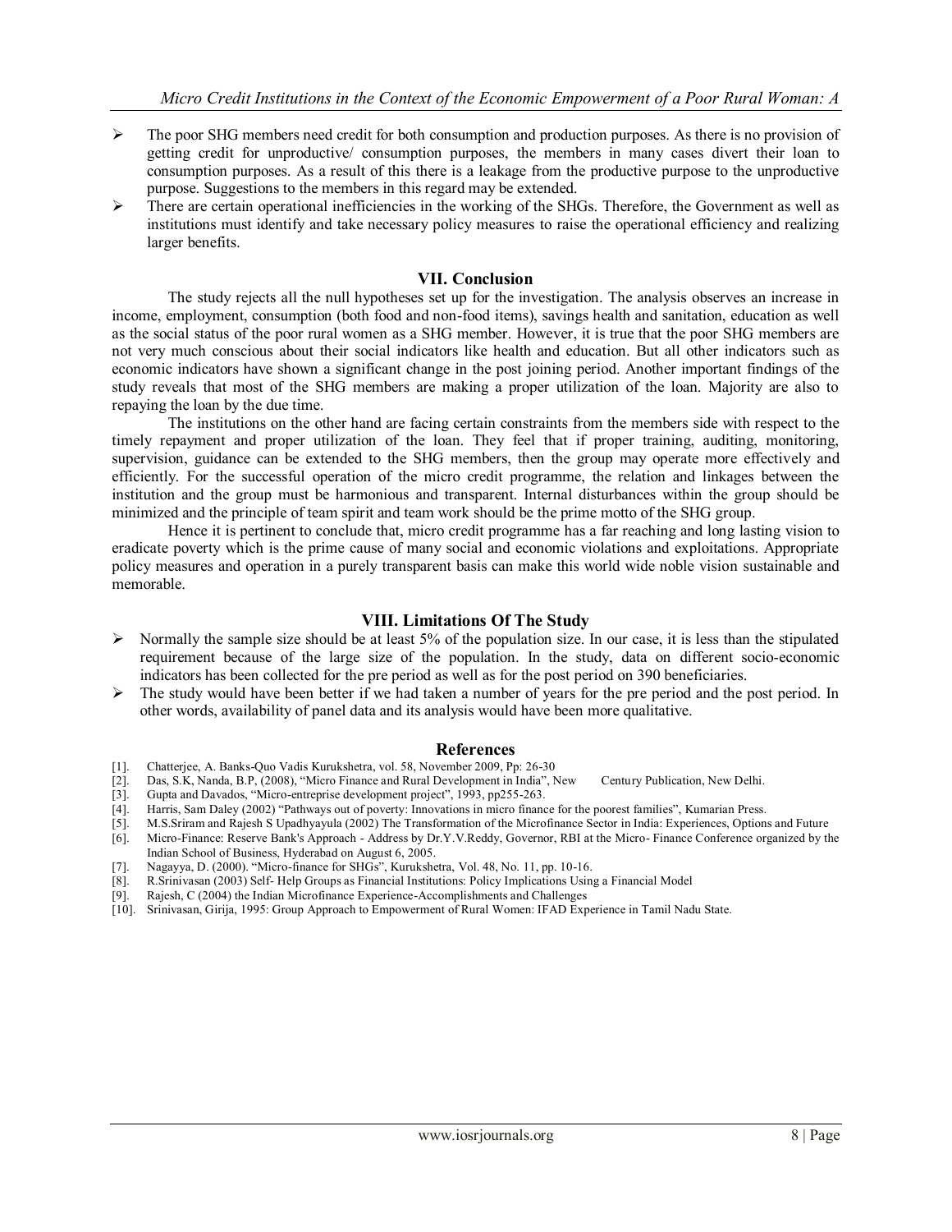- The poor SHG members need credit for both consumption and production purposes. As there is no provision of getting credit for unproductive/ consumption purposes, the members in many cases divert their loan to consumption purposes. As a result of this there is a leakage from the productive purpose to the unproductive purpose. Suggestions to the members in this regard may be extended.
- There are certain operational inefficiencies in the working of the SHGs. Therefore, the Government as well as institutions must identify and take necessary policy measures to raise the operational efficiency and realizing larger benefits.

## VII. Conclusion

The study rejects all the null hypotheses set up for the investigation. The analysis observes an increase in income, employment, consumption (both food and non-food items), savings health and sanitation, education as well as the social status of the poor rural women as a SHG member. However, it is true that the poor SHG members are not very much conscious about their social indicators like health and education. But all other indicators such as economic indicators have shown a significant change in the post joining period. Another important findings of the study reveals that most of the SHG members are making a proper utilization of the loan. Majority are also to repaying the loan by the due time.

The institutions on the other hand are facing certain constraints from the members side with respect to the timely repayment and proper utilization of the loan. They feel that if proper training, auditing, monitoring, supervision, guidance can be extended to the SHG members, then the group may operate more effectively and efficiently. For the successful operation of the micro credit programme, the relation and linkages between the institution and the group must be harmonious and transparent. Internal disturbances within the group should be minimized and the principle of team spirit and team work should be the prime motto of the SHG group.

Hence it is pertinent to conclude that, micro credit programme has a far reaching and long lasting vision to eradicate poverty which is the prime cause of many social and economic violations and exploitations. Appropriate policy measures and operation in a purely transparent basis can make this world wide noble vision sustainable and memorable.

## VIII. Limitations Of The Study

- Normally the sample size should be at least 5% of the population size. In our case, it is less than the stipulated requirement because of the large size of the population. In the study, data on different socio-economic indicators has been collected for the pre period as well as for the post period on 390 beneficiaries.
- The study would have been better if we had taken a number of years for the pre period and the post period. In other words, availability of panel data and its analysis would have been more qualitative.

## References

[1]. Chatterjee, A. Banks-Quo Vadis Kurukshetra, vol. 58, November 2009, Pp: 26-30
[2]. Das, S.K, Nanda, B.P, (2008), "Micro Finance and Rural Development in India", New Century Publication, New Delhi.
[3]. Gupta and Davados, "Micro-entreprise development project", 1993, pp255-263.
[4]. Harris, Sam Daley (2002) "Pathways out of poverty: Innovations in micro finance for the poorest families", Kumarian Press.
[5]. M.S.Sriram and Rajesh S Upadhyayula (2002) The Transformation of the Microfinance Sector in India: Experiences, Options and Future
[6]. Micro-Finance: Reserve Bank's Approach - Address by Dr.Y.V.Reddy, Governor, RBI at the Micro- Finance Conference organized by the Indian School of Business, Hyderabad on August 6, 2005.
[7]. Nagayya, D. (2000). "Micro-finance for SHGs", Kurukshetra, Vol. 48, No. 11, pp. 10-16.
[8]. R.Srinivasan (2003) Self- Help Groups as Financial Institutions: Policy Implications Using a Financial Model
[9]. Rajesh, C (2004) the Indian Microfinance Experience-Accomplishments and Challenges
[10]. Srinivasan, Girija, 1995: Group Approach to Empowerment of Rural Women: IFAD Experience in Tamil Nadu State.